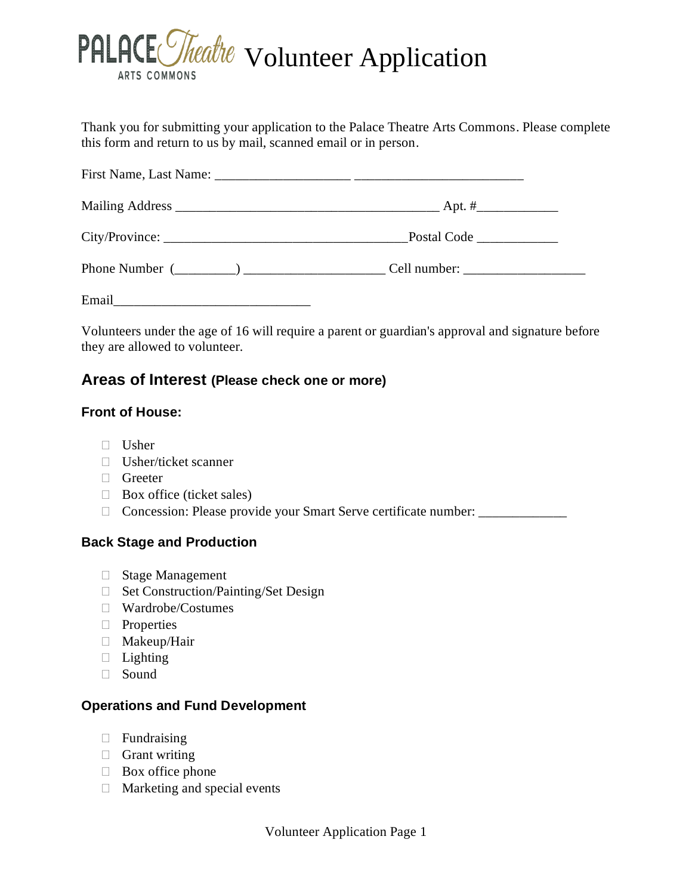# PALACE Theatre ARTS COMMONS Volunteer Application

Thank you for submitting your application to the Palace Theatre Arts Commons. Please complete this form and return to us by mail, scanned email or in person.

First Name, Last Name: ____________________ _________________________

Mailing Address _______________________________________ Apt. #____________

City/Province: ____________________________________Postal Code ____________

Phone Number (_________) _____________________ Cell number: __________________

Email_____________________________

Volunteers under the age of 16 will require a parent or guardian's approval and signature before they are allowed to volunteer.

## Areas of Interest (Please check one or more)

### Front of House:

- ☐ Usher
- ☐ Usher/ticket scanner
- ☐ Greeter
- ☐ Box office (ticket sales)
- ☐ Concession: Please provide your Smart Serve certificate number: _____________

### Back Stage and Production

- ☐ Stage Management
- ☐ Set Construction/Painting/Set Design
- ☐ Wardrobe/Costumes
- ☐ Properties
- ☐ Makeup/Hair
- ☐ Lighting
- ☐ Sound

### Operations and Fund Development

- ☐ Fundraising
- ☐ Grant writing
- ☐ Box office phone
- ☐ Marketing and special events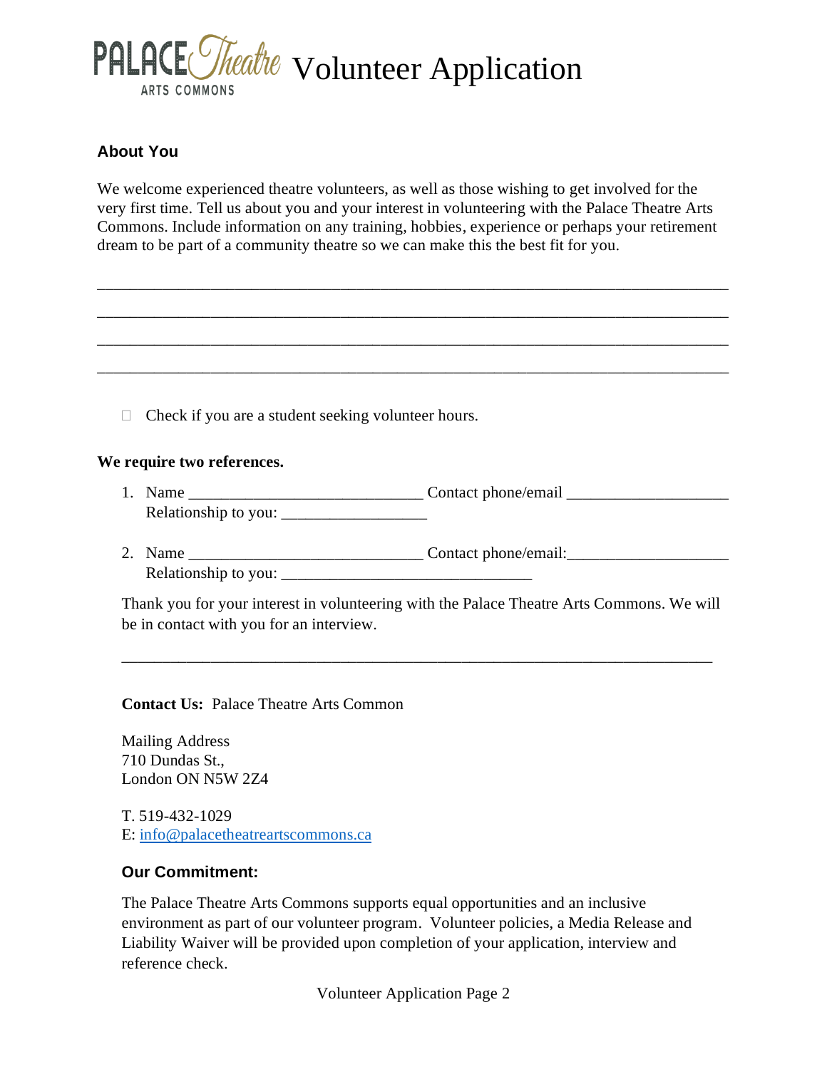# PALACE Theatre ARTS COMMONS Volunteer Application

### About You

We welcome experienced theatre volunteers, as well as those wishing to get involved for the very first time. Tell us about you and your interest in volunteering with the Palace Theatre Arts Commons. Include information on any training, hobbies, experience or perhaps your retirement dream to be part of a community theatre so we can make this the best fit for you.

_______________________________________________________________________________

_______________________________________________________________________________

_______________________________________________________________________________

_______________________________________________________________________________

☐ Check if you are a student seeking volunteer hours.

**We require two references.**

1. Name _____________________________ Contact phone/email ____________________
   Relationship to you: __________________

2. Name _____________________________ Contact phone/email:____________________
   Relationship to you: _______________________________

Thank you for your interest in volunteering with the Palace Theatre Arts Commons. We will be in contact with you for an interview.

___________________________________________________________________________

**Contact Us:** Palace Theatre Arts Common

Mailing Address
710 Dundas St.,
London ON N5W 2Z4

T. 519-432-1029
E: info@palacetheatreartscommons.ca

### Our Commitment:

The Palace Theatre Arts Commons supports equal opportunities and an inclusive environment as part of our volunteer program. Volunteer policies, a Media Release and Liability Waiver will be provided upon completion of your application, interview and reference check.